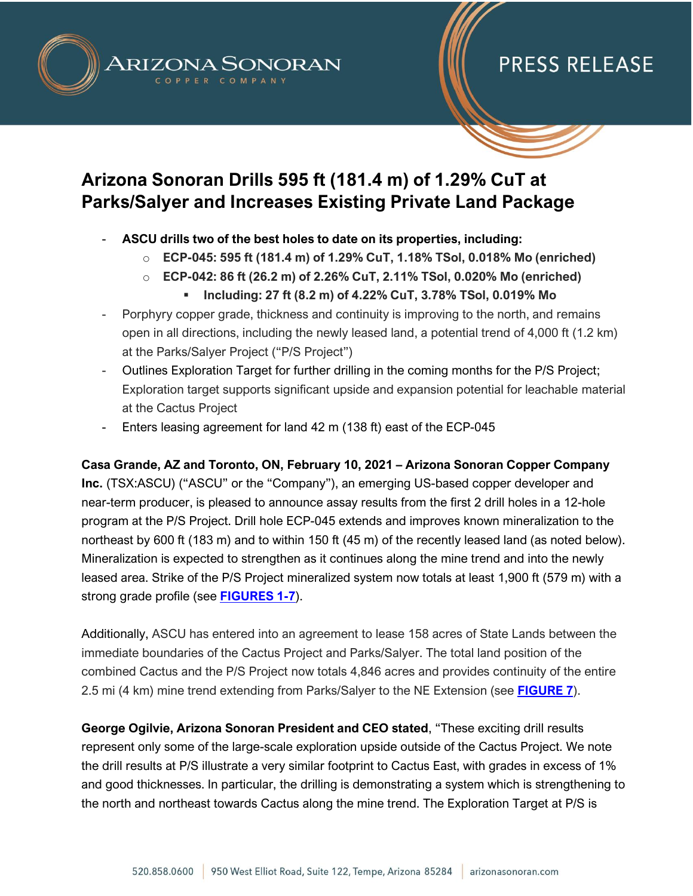# Arizona Sonoran Drills 595 ft (181.4 m) of 1.29% CuT at Parks/Salyer and Increases Existing Private Land Package

- **ASCU drills two of the best holes to date on its properties, including:**
  - **ECP-045: 595 ft (181.4 m) of 1.29% CuT, 1.18% TSol, 0.018% Mo (enriched)**
  - **ECP-042: 86 ft (26.2 m) of 2.26% CuT, 2.11% TSol, 0.020% Mo (enriched)**
    - **Including: 27 ft (8.2 m) of 4.22% CuT, 3.78% TSol, 0.019% Mo**
- Porphyry copper grade, thickness and continuity is improving to the north, and remains open in all directions, including the newly leased land, a potential trend of 4,000 ft (1.2 km) at the Parks/Salyer Project ("P/S Project")
- Outlines Exploration Target for further drilling in the coming months for the P/S Project; Exploration target supports significant upside and expansion potential for leachable material at the Cactus Project
- Enters leasing agreement for land 42 m (138 ft) east of the ECP-045

**Casa Grande, AZ and Toronto, ON, February 10, 2021 – Arizona Sonoran Copper Company Inc.** (TSX:ASCU) ("ASCU" or the "Company"), an emerging US-based copper developer and near-term producer, is pleased to announce assay results from the first 2 drill holes in a 12-hole program at the P/S Project. Drill hole ECP-045 extends and improves known mineralization to the northeast by 600 ft (183 m) and to within 150 ft (45 m) of the recently leased land (as noted below). Mineralization is expected to strengthen as it continues along the mine trend and into the newly leased area. Strike of the P/S Project mineralized system now totals at least 1,900 ft (579 m) with a strong grade profile (see **FIGURES 1-7**).

Additionally, ASCU has entered into an agreement to lease 158 acres of State Lands between the immediate boundaries of the Cactus Project and Parks/Salyer. The total land position of the combined Cactus and the P/S Project now totals 4,846 acres and provides continuity of the entire 2.5 mi (4 km) mine trend extending from Parks/Salyer to the NE Extension (see **FIGURE 7**).

**George Ogilvie, Arizona Sonoran President and CEO stated**, "These exciting drill results represent only some of the large-scale exploration upside outside of the Cactus Project. We note the drill results at P/S illustrate a very similar footprint to Cactus East, with grades in excess of 1% and good thicknesses. In particular, the drilling is demonstrating a system which is strengthening to the north and northeast towards Cactus along the mine trend. The Exploration Target at P/S is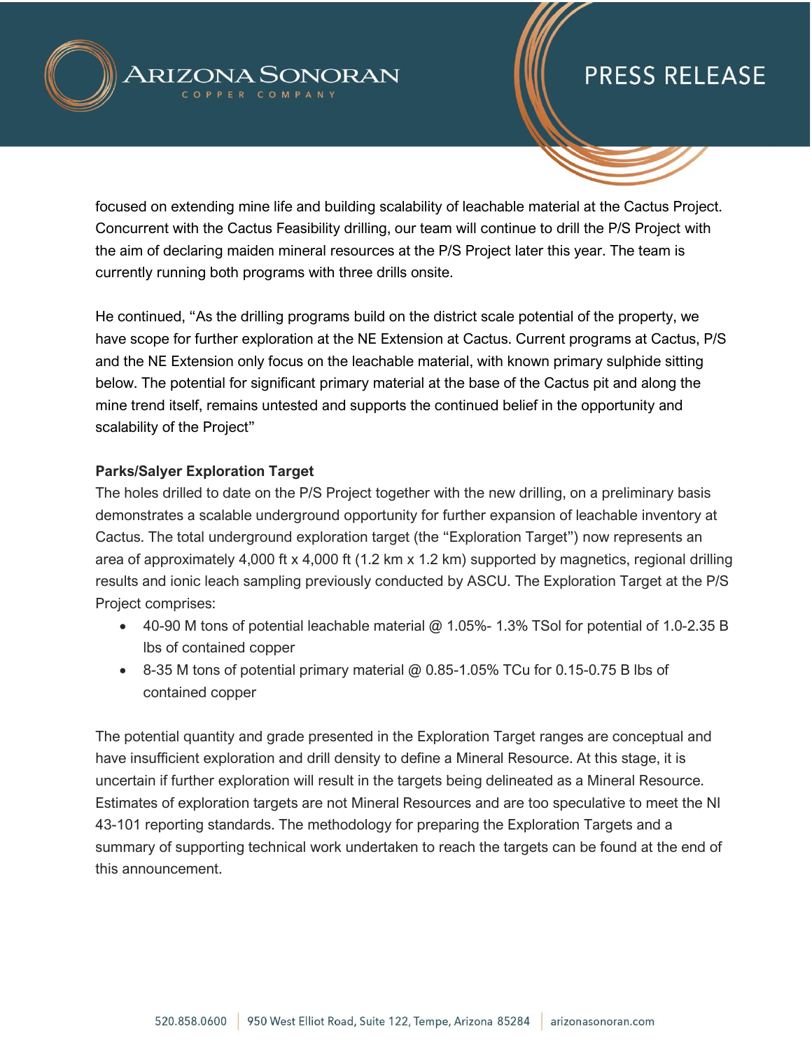focused on extending mine life and building scalability of leachable material at the Cactus Project. Concurrent with the Cactus Feasibility drilling, our team will continue to drill the P/S Project with the aim of declaring maiden mineral resources at the P/S Project later this year. The team is currently running both programs with three drills onsite.

He continued, "As the drilling programs build on the district scale potential of the property, we have scope for further exploration at the NE Extension at Cactus. Current programs at Cactus, P/S and the NE Extension only focus on the leachable material, with known primary sulphide sitting below. The potential for significant primary material at the base of the Cactus pit and along the mine trend itself, remains untested and supports the continued belief in the opportunity and scalability of the Project"

**Parks/Salyer Exploration Target**

The holes drilled to date on the P/S Project together with the new drilling, on a preliminary basis demonstrates a scalable underground opportunity for further expansion of leachable inventory at Cactus. The total underground exploration target (the "Exploration Target") now represents an area of approximately 4,000 ft x 4,000 ft (1.2 km x 1.2 km) supported by magnetics, regional drilling results and ionic leach sampling previously conducted by ASCU. The Exploration Target at the P/S Project comprises:

- 40-90 M tons of potential leachable material @ 1.05%- 1.3% TSol for potential of 1.0-2.35 B lbs of contained copper
- 8-35 M tons of potential primary material @ 0.85-1.05% TCu for 0.15-0.75 B lbs of contained copper

The potential quantity and grade presented in the Exploration Target ranges are conceptual and have insufficient exploration and drill density to define a Mineral Resource. At this stage, it is uncertain if further exploration will result in the targets being delineated as a Mineral Resource. Estimates of exploration targets are not Mineral Resources and are too speculative to meet the NI 43-101 reporting standards. The methodology for preparing the Exploration Targets and a summary of supporting technical work undertaken to reach the targets can be found at the end of this announcement.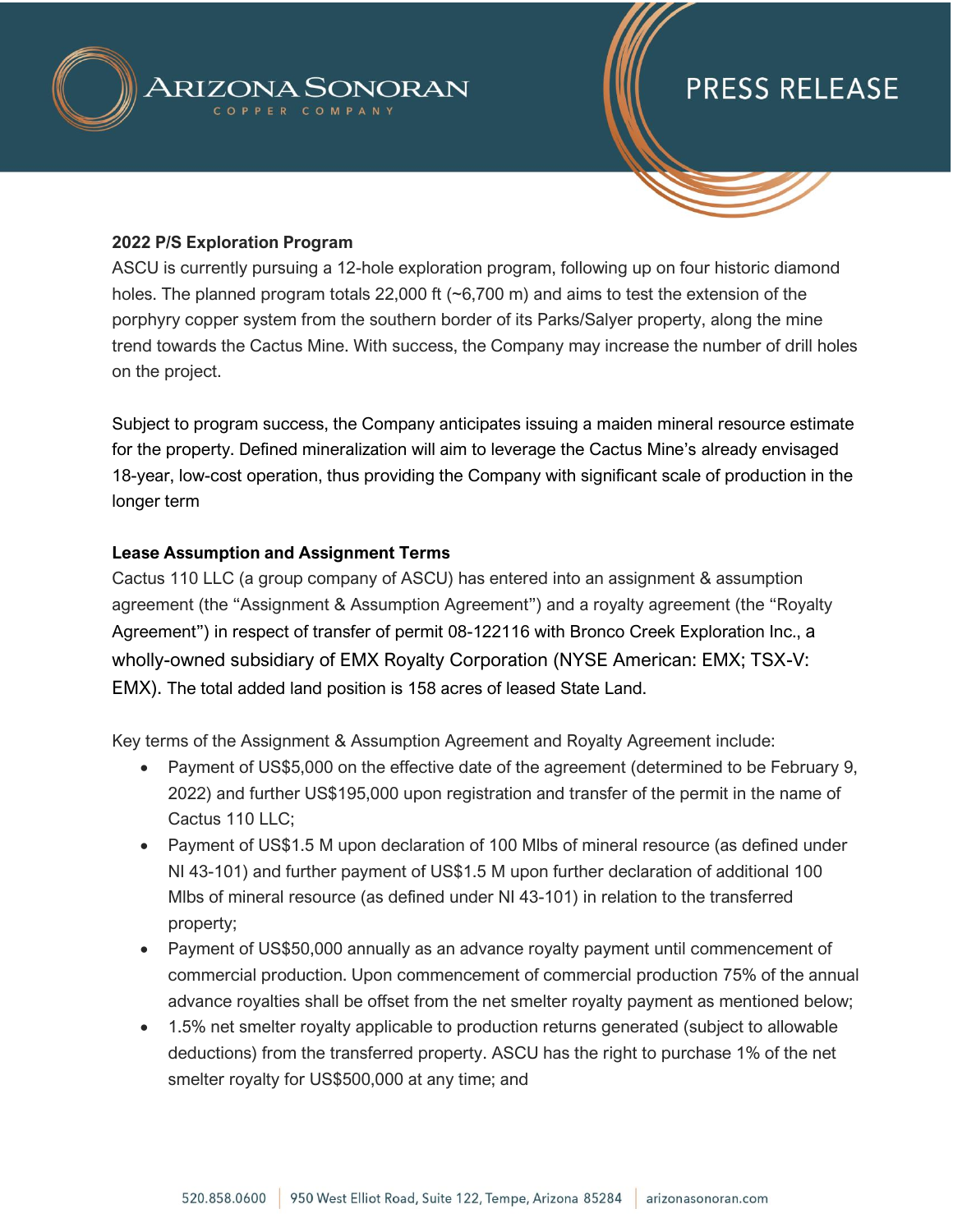**2022 P/S Exploration Program**

ASCU is currently pursuing a 12-hole exploration program, following up on four historic diamond holes. The planned program totals 22,000 ft (~6,700 m) and aims to test the extension of the porphyry copper system from the southern border of its Parks/Salyer property, along the mine trend towards the Cactus Mine. With success, the Company may increase the number of drill holes on the project.

Subject to program success, the Company anticipates issuing a maiden mineral resource estimate for the property. Defined mineralization will aim to leverage the Cactus Mine's already envisaged 18-year, low-cost operation, thus providing the Company with significant scale of production in the longer term

**Lease Assumption and Assignment Terms**

Cactus 110 LLC (a group company of ASCU) has entered into an assignment & assumption agreement (the "Assignment & Assumption Agreement") and a royalty agreement (the "Royalty Agreement") in respect of transfer of permit 08-122116 with Bronco Creek Exploration Inc., a wholly-owned subsidiary of EMX Royalty Corporation (NYSE American: EMX; TSX-V: EMX). The total added land position is 158 acres of leased State Land.

Key terms of the Assignment & Assumption Agreement and Royalty Agreement include:

- Payment of US$5,000 on the effective date of the agreement (determined to be February 9, 2022) and further US$195,000 upon registration and transfer of the permit in the name of Cactus 110 LLC;
- Payment of US$1.5 M upon declaration of 100 Mlbs of mineral resource (as defined under NI 43-101) and further payment of US$1.5 M upon further declaration of additional 100 Mlbs of mineral resource (as defined under NI 43-101) in relation to the transferred property;
- Payment of US$50,000 annually as an advance royalty payment until commencement of commercial production. Upon commencement of commercial production 75% of the annual advance royalties shall be offset from the net smelter royalty payment as mentioned below;
- 1.5% net smelter royalty applicable to production returns generated (subject to allowable deductions) from the transferred property. ASCU has the right to purchase 1% of the net smelter royalty for US$500,000 at any time; and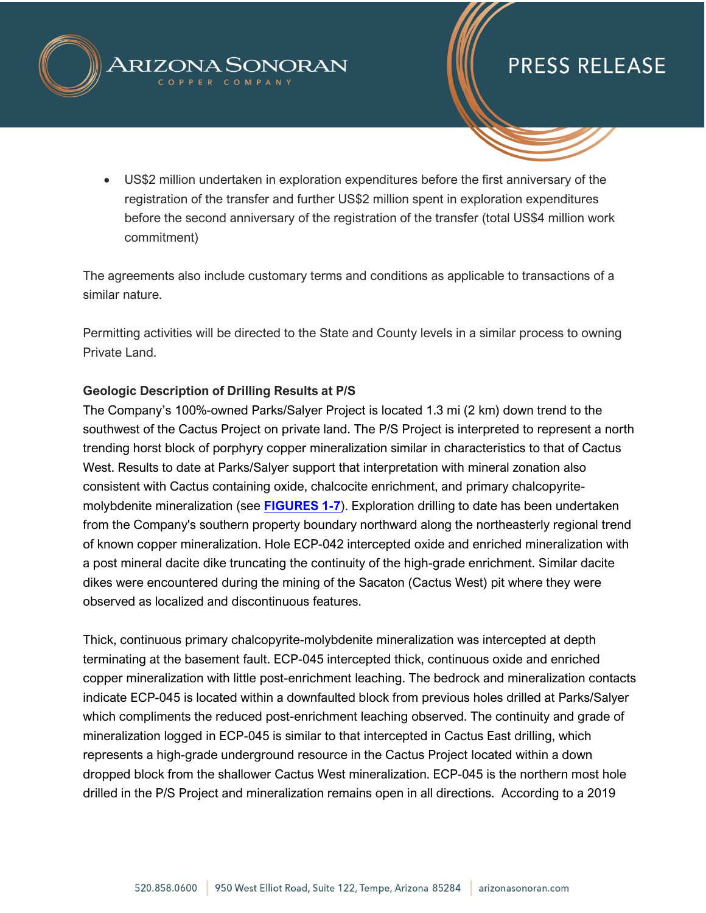- US$2 million undertaken in exploration expenditures before the first anniversary of the registration of the transfer and further US$2 million spent in exploration expenditures before the second anniversary of the registration of the transfer (total US$4 million work commitment)

The agreements also include customary terms and conditions as applicable to transactions of a similar nature.

Permitting activities will be directed to the State and County levels in a similar process to owning Private Land.

**Geologic Description of Drilling Results at P/S**

The Company's 100%-owned Parks/Salyer Project is located 1.3 mi (2 km) down trend to the southwest of the Cactus Project on private land. The P/S Project is interpreted to represent a north trending horst block of porphyry copper mineralization similar in characteristics to that of Cactus West. Results to date at Parks/Salyer support that interpretation with mineral zonation also consistent with Cactus containing oxide, chalcocite enrichment, and primary chalcopyrite-molybdenite mineralization (see **FIGURES 1-7**). Exploration drilling to date has been undertaken from the Company's southern property boundary northward along the northeasterly regional trend of known copper mineralization. Hole ECP-042 intercepted oxide and enriched mineralization with a post mineral dacite dike truncating the continuity of the high-grade enrichment. Similar dacite dikes were encountered during the mining of the Sacaton (Cactus West) pit where they were observed as localized and discontinuous features.

Thick, continuous primary chalcopyrite-molybdenite mineralization was intercepted at depth terminating at the basement fault. ECP-045 intercepted thick, continuous oxide and enriched copper mineralization with little post-enrichment leaching. The bedrock and mineralization contacts indicate ECP-045 is located within a downfaulted block from previous holes drilled at Parks/Salyer which compliments the reduced post-enrichment leaching observed. The continuity and grade of mineralization logged in ECP-045 is similar to that intercepted in Cactus East drilling, which represents a high-grade underground resource in the Cactus Project located within a down dropped block from the shallower Cactus West mineralization. ECP-045 is the northern most hole drilled in the P/S Project and mineralization remains open in all directions. According to a 2019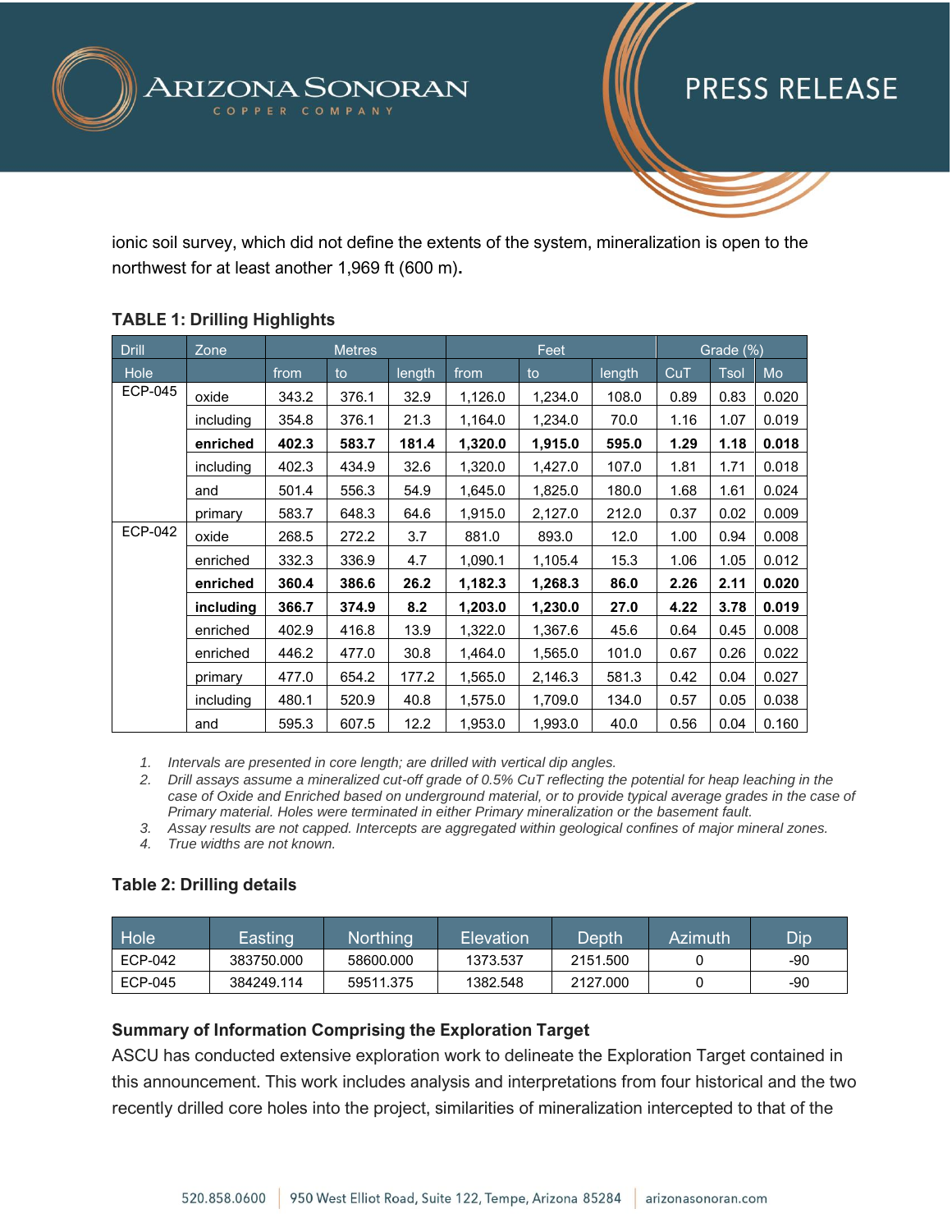ionic soil survey, which did not define the extents of the system, mineralization is open to the northwest for at least another 1,969 ft (600 m)**.**

**TABLE 1: Drilling Highlights**

| Drill | Zone | Metres | | | Feet | | | Grade (%) | | |
|---|---|---|---|---|---|---|---|---|---|---|
| Hole | | from | to | length | from | to | length | CuT | Tsol | Mo |
| ECP-045 | oxide | 343.2 | 376.1 | 32.9 | 1,126.0 | 1,234.0 | 108.0 | 0.89 | 0.83 | 0.020 |
| | including | 354.8 | 376.1 | 21.3 | 1,164.0 | 1,234.0 | 70.0 | 1.16 | 1.07 | 0.019 |
| | **enriched** | **402.3** | **583.7** | **181.4** | **1,320.0** | **1,915.0** | **595.0** | **1.29** | **1.18** | **0.018** |
| | including | 402.3 | 434.9 | 32.6 | 1,320.0 | 1,427.0 | 107.0 | 1.81 | 1.71 | 0.018 |
| | and | 501.4 | 556.3 | 54.9 | 1,645.0 | 1,825.0 | 180.0 | 1.68 | 1.61 | 0.024 |
| | primary | 583.7 | 648.3 | 64.6 | 1,915.0 | 2,127.0 | 212.0 | 0.37 | 0.02 | 0.009 |
| ECP-042 | oxide | 268.5 | 272.2 | 3.7 | 881.0 | 893.0 | 12.0 | 1.00 | 0.94 | 0.008 |
| | enriched | 332.3 | 336.9 | 4.7 | 1,090.1 | 1,105.4 | 15.3 | 1.06 | 1.05 | 0.012 |
| | **enriched** | **360.4** | **386.6** | **26.2** | **1,182.3** | **1,268.3** | **86.0** | **2.26** | **2.11** | **0.020** |
| | **including** | **366.7** | **374.9** | **8.2** | **1,203.0** | **1,230.0** | **27.0** | **4.22** | **3.78** | **0.019** |
| | enriched | 402.9 | 416.8 | 13.9 | 1,322.0 | 1,367.6 | 45.6 | 0.64 | 0.45 | 0.008 |
| | enriched | 446.2 | 477.0 | 30.8 | 1,464.0 | 1,565.0 | 101.0 | 0.67 | 0.26 | 0.022 |
| | primary | 477.0 | 654.2 | 177.2 | 1,565.0 | 2,146.3 | 581.3 | 0.42 | 0.04 | 0.027 |
| | including | 480.1 | 520.9 | 40.8 | 1,575.0 | 1,709.0 | 134.0 | 0.57 | 0.05 | 0.038 |
| | and | 595.3 | 607.5 | 12.2 | 1,953.0 | 1,993.0 | 40.0 | 0.56 | 0.04 | 0.160 |

1. *Intervals are presented in core length; are drilled with vertical dip angles.*
2. *Drill assays assume a mineralized cut-off grade of 0.5% CuT reflecting the potential for heap leaching in the case of Oxide and Enriched based on underground material, or to provide typical average grades in the case of Primary material. Holes were terminated in either Primary mineralization or the basement fault.*
3. *Assay results are not capped. Intercepts are aggregated within geological confines of major mineral zones.*
4. *True widths are not known.*

**Table 2: Drilling details**

| Hole | Easting | Northing | Elevation | Depth | Azimuth | Dip |
|---|---|---|---|---|---|---|
| ECP-042 | 383750.000 | 58600.000 | 1373.537 | 2151.500 | 0 | -90 |
| ECP-045 | 384249.114 | 59511.375 | 1382.548 | 2127.000 | 0 | -90 |

**Summary of Information Comprising the Exploration Target**

ASCU has conducted extensive exploration work to delineate the Exploration Target contained in this announcement. This work includes analysis and interpretations from four historical and the two recently drilled core holes into the project, similarities of mineralization intercepted to that of the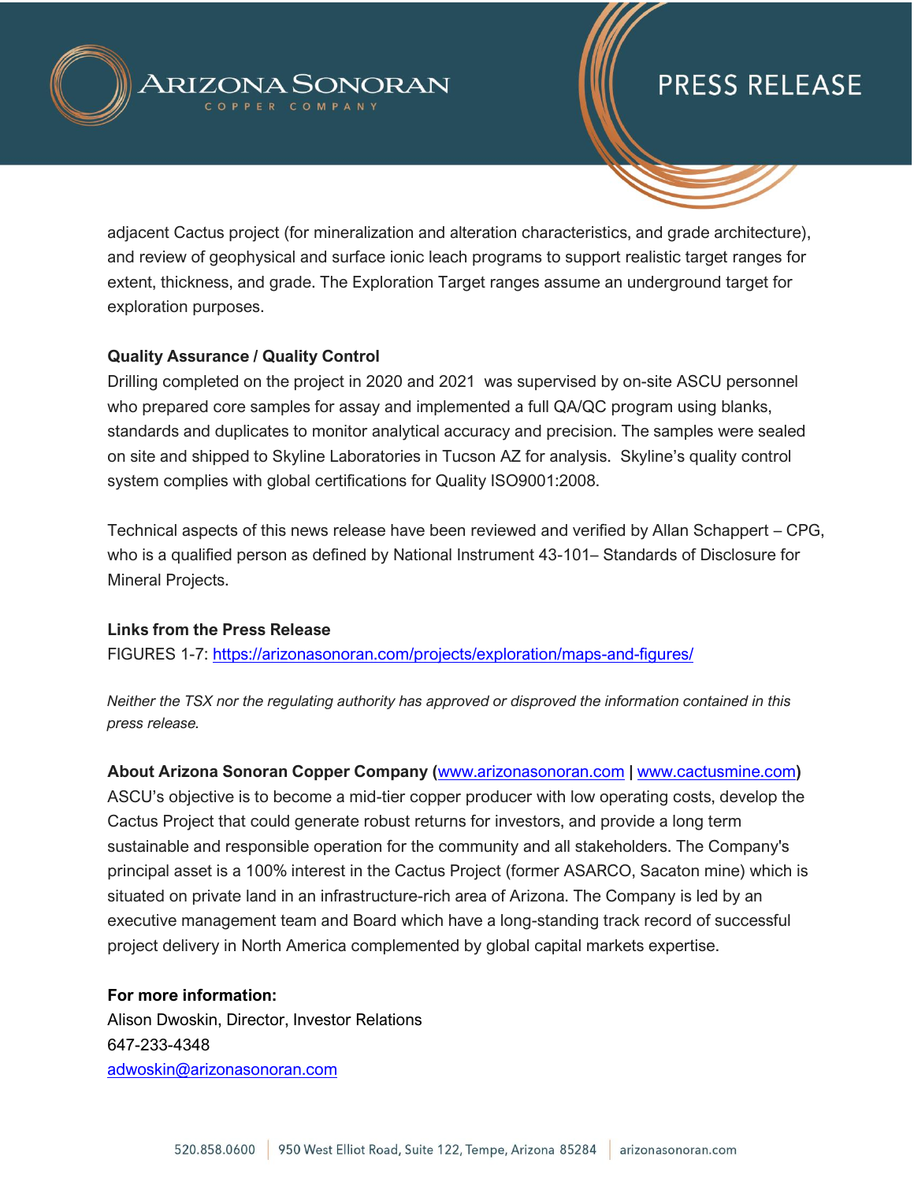adjacent Cactus project (for mineralization and alteration characteristics, and grade architecture), and review of geophysical and surface ionic leach programs to support realistic target ranges for extent, thickness, and grade. The Exploration Target ranges assume an underground target for exploration purposes.

**Quality Assurance / Quality Control**

Drilling completed on the project in 2020 and 2021 was supervised by on-site ASCU personnel who prepared core samples for assay and implemented a full QA/QC program using blanks, standards and duplicates to monitor analytical accuracy and precision. The samples were sealed on site and shipped to Skyline Laboratories in Tucson AZ for analysis. Skyline's quality control system complies with global certifications for Quality ISO9001:2008.

Technical aspects of this news release have been reviewed and verified by Allan Schappert – CPG, who is a qualified person as defined by National Instrument 43-101– Standards of Disclosure for Mineral Projects.

**Links from the Press Release**

FIGURES 1-7: https://arizonasonoran.com/projects/exploration/maps-and-figures/

*Neither the TSX nor the regulating authority has approved or disproved the information contained in this press release.*

**About Arizona Sonoran Copper Company (www.arizonasonoran.com | www.cactusmine.com)**

ASCU's objective is to become a mid-tier copper producer with low operating costs, develop the Cactus Project that could generate robust returns for investors, and provide a long term sustainable and responsible operation for the community and all stakeholders. The Company's principal asset is a 100% interest in the Cactus Project (former ASARCO, Sacaton mine) which is situated on private land in an infrastructure-rich area of Arizona. The Company is led by an executive management team and Board which have a long-standing track record of successful project delivery in North America complemented by global capital markets expertise.

**For more information:**

Alison Dwoskin, Director, Investor Relations

647-233-4348

adwoskin@arizonasonoran.com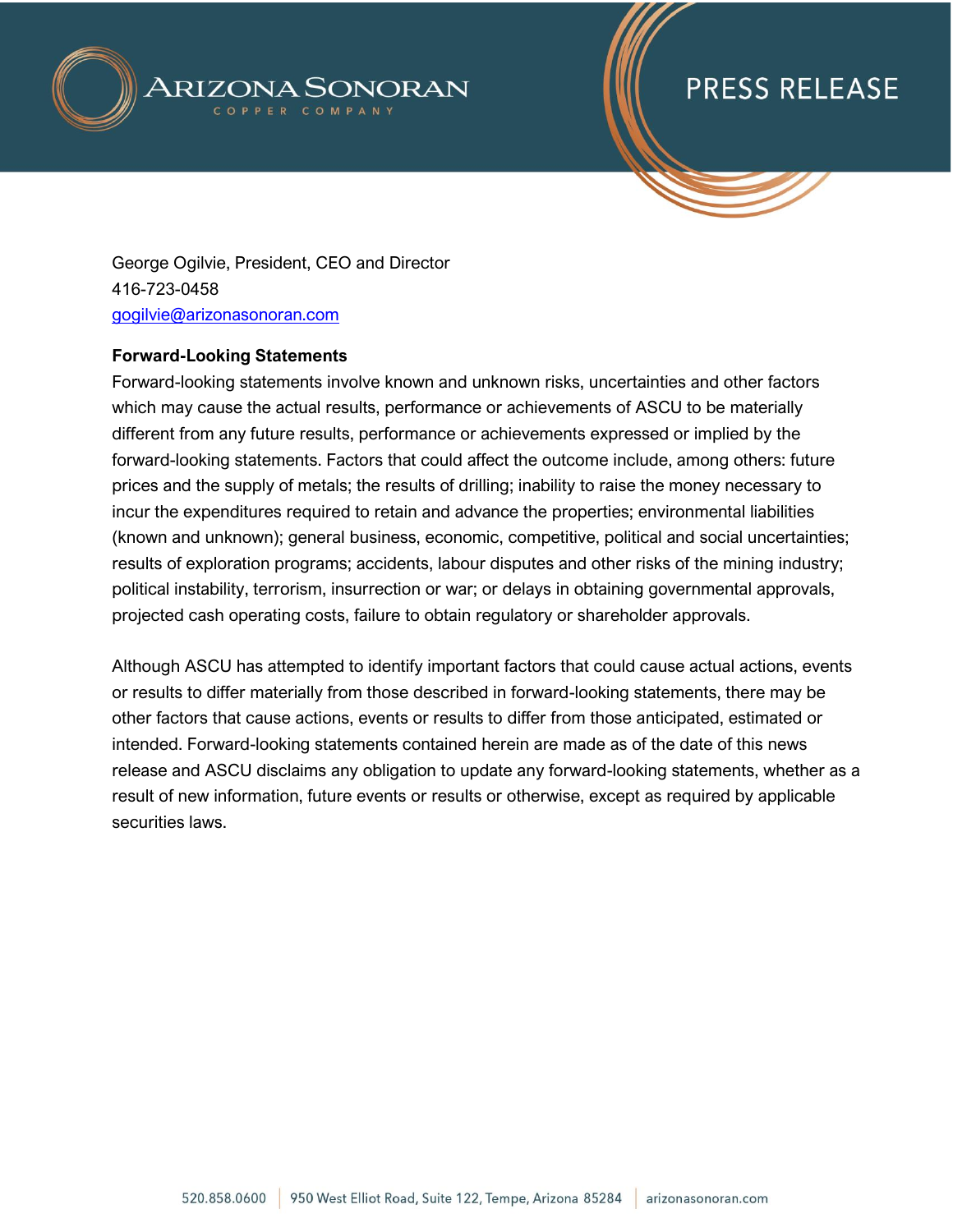George Ogilvie, President, CEO and Director
416-723-0458
gogilvie@arizonasonoran.com

**Forward-Looking Statements**

Forward-looking statements involve known and unknown risks, uncertainties and other factors which may cause the actual results, performance or achievements of ASCU to be materially different from any future results, performance or achievements expressed or implied by the forward-looking statements. Factors that could affect the outcome include, among others: future prices and the supply of metals; the results of drilling; inability to raise the money necessary to incur the expenditures required to retain and advance the properties; environmental liabilities (known and unknown); general business, economic, competitive, political and social uncertainties; results of exploration programs; accidents, labour disputes and other risks of the mining industry; political instability, terrorism, insurrection or war; or delays in obtaining governmental approvals, projected cash operating costs, failure to obtain regulatory or shareholder approvals.

Although ASCU has attempted to identify important factors that could cause actual actions, events or results to differ materially from those described in forward-looking statements, there may be other factors that cause actions, events or results to differ from those anticipated, estimated or intended. Forward-looking statements contained herein are made as of the date of this news release and ASCU disclaims any obligation to update any forward-looking statements, whether as a result of new information, future events or results or otherwise, except as required by applicable securities laws.